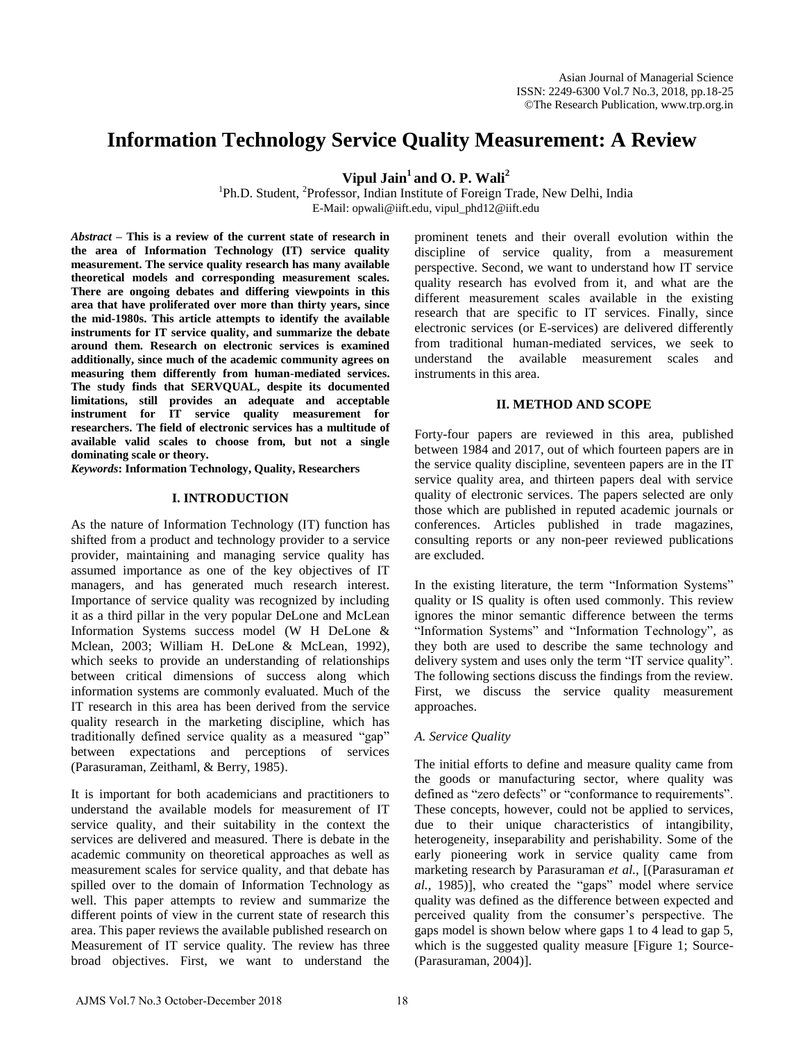# Information Technology Service Quality Measurement: A Review

**Vipul Jain[1] and O. P. Wali[2]**

[1]Ph.D. Student, [2]Professor, Indian Institute of Foreign Trade, New Delhi, India
E-Mail: opwali@iift.edu, vipul_phd12@iift.edu

***Abstract*** **– This is a review of the current state of research in the area of Information Technology (IT) service quality measurement. The service quality research has many available theoretical models and corresponding measurement scales. There are ongoing debates and differing viewpoints in this area that have proliferated over more than thirty years, since the mid-1980s. This article attempts to identify the available instruments for IT service quality, and summarize the debate around them. Research on electronic services is examined additionally, since much of the academic community agrees on measuring them differently from human-mediated services. The study finds that SERVQUAL, despite its documented limitations, still provides an adequate and acceptable instrument for IT service quality measurement for researchers. The field of electronic services has a multitude of available valid scales to choose from, but not a single dominating scale or theory.**

***Keywords*****: Information Technology, Quality, Researchers**

## I. INTRODUCTION

As the nature of Information Technology (IT) function has shifted from a product and technology provider to a service provider, maintaining and managing service quality has assumed importance as one of the key objectives of IT managers, and has generated much research interest. Importance of service quality was recognized by including it as a third pillar in the very popular DeLone and McLean Information Systems success model (W H DeLone & Mclean, 2003; William H. DeLone & McLean, 1992), which seeks to provide an understanding of relationships between critical dimensions of success along which information systems are commonly evaluated. Much of the IT research in this area has been derived from the service quality research in the marketing discipline, which has traditionally defined service quality as a measured "gap" between expectations and perceptions of services (Parasuraman, Zeithaml, & Berry, 1985).

It is important for both academicians and practitioners to understand the available models for measurement of IT service quality, and their suitability in the context the services are delivered and measured. There is debate in the academic community on theoretical approaches as well as measurement scales for service quality, and that debate has spilled over to the domain of Information Technology as well. This paper attempts to review and summarize the different points of view in the current state of research this area. This paper reviews the available published research on Measurement of IT service quality. The review has three broad objectives. First, we want to understand the prominent tenets and their overall evolution within the discipline of service quality, from a measurement perspective. Second, we want to understand how IT service quality research has evolved from it, and what are the different measurement scales available in the existing research that are specific to IT services. Finally, since electronic services (or E-services) are delivered differently from traditional human-mediated services, we seek to understand the available measurement scales and instruments in this area.

## II. METHOD AND SCOPE

Forty-four papers are reviewed in this area, published between 1984 and 2017, out of which fourteen papers are in the service quality discipline, seventeen papers are in the IT service quality area, and thirteen papers deal with service quality of electronic services. The papers selected are only those which are published in reputed academic journals or conferences. Articles published in trade magazines, consulting reports or any non-peer reviewed publications are excluded.

In the existing literature, the term "Information Systems" quality or IS quality is often used commonly. This review ignores the minor semantic difference between the terms "Information Systems" and "Information Technology", as they both are used to describe the same technology and delivery system and uses only the term "IT service quality". The following sections discuss the findings from the review. First, we discuss the service quality measurement approaches.

### *A. Service Quality*

The initial efforts to define and measure quality came from the goods or manufacturing sector, where quality was defined as "zero defects" or "conformance to requirements". These concepts, however, could not be applied to services, due to their unique characteristics of intangibility, heterogeneity, inseparability and perishability. Some of the early pioneering work in service quality came from marketing research by Parasuraman *et al.*, [(Parasuraman *et al.*, 1985)], who created the "gaps" model where service quality was defined as the difference between expected and perceived quality from the consumer's perspective. The gaps model is shown below where gaps 1 to 4 lead to gap 5, which is the suggested quality measure [Figure 1; Source- (Parasuraman, 2004)].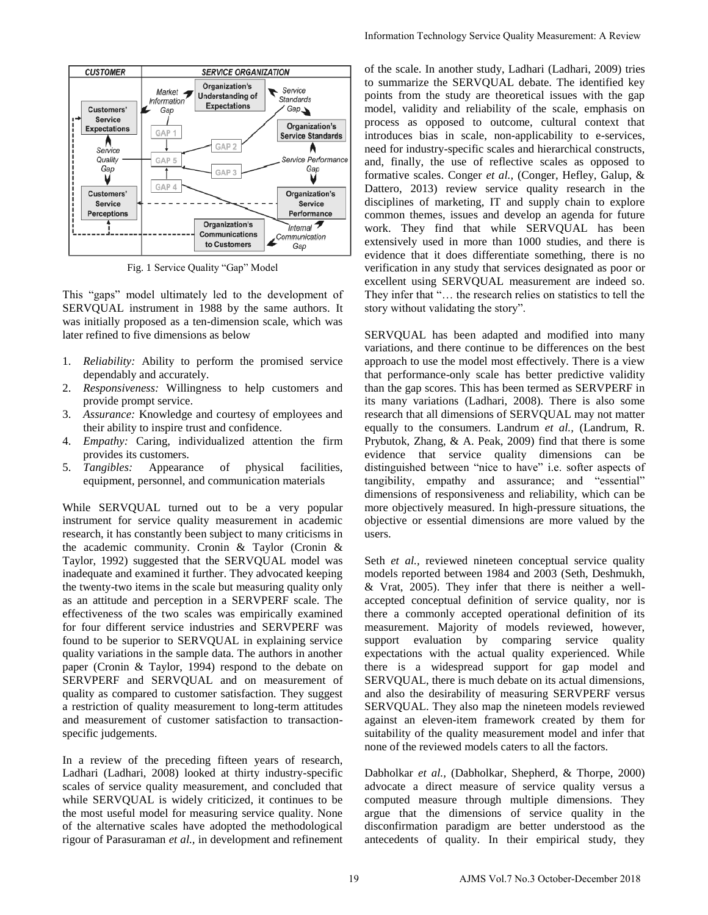Fig. 1 Service Quality "Gap" Model

This "gaps" model ultimately led to the development of SERVQUAL instrument in 1988 by the same authors. It was initially proposed as a ten-dimension scale, which was later refined to five dimensions as below

1. *Reliability:* Ability to perform the promised service dependably and accurately.
2. *Responsiveness:* Willingness to help customers and provide prompt service.
3. *Assurance:* Knowledge and courtesy of employees and their ability to inspire trust and confidence.
4. *Empathy:* Caring, individualized attention the firm provides its customers.
5. *Tangibles:* Appearance of physical facilities, equipment, personnel, and communication materials

While SERVQUAL turned out to be a very popular instrument for service quality measurement in academic research, it has constantly been subject to many criticisms in the academic community. Cronin & Taylor (Cronin & Taylor, 1992) suggested that the SERVQUAL model was inadequate and examined it further. They advocated keeping the twenty-two items in the scale but measuring quality only as an attitude and perception in a SERVPERF scale. The effectiveness of the two scales was empirically examined for four different service industries and SERVPERF was found to be superior to SERVQUAL in explaining service quality variations in the sample data. The authors in another paper (Cronin & Taylor, 1994) respond to the debate on SERVPERF and SERVQUAL and on measurement of quality as compared to customer satisfaction. They suggest a restriction of quality measurement to long-term attitudes and measurement of customer satisfaction to transaction-specific judgements.

In a review of the preceding fifteen years of research, Ladhari (Ladhari, 2008) looked at thirty industry-specific scales of service quality measurement, and concluded that while SERVQUAL is widely criticized, it continues to be the most useful model for measuring service quality. None of the alternative scales have adopted the methodological rigour of Parasuraman *et al.,* in development and refinement of the scale. In another study, Ladhari (Ladhari, 2009) tries to summarize the SERVQUAL debate. The identified key points from the study are theoretical issues with the gap model, validity and reliability of the scale, emphasis on process as opposed to outcome, cultural context that introduces bias in scale, non-applicability to e-services, need for industry-specific scales and hierarchical constructs, and, finally, the use of reflective scales as opposed to formative scales. Conger *et al.,* (Conger, Hefley, Galup, & Dattero, 2013) review service quality research in the disciplines of marketing, IT and supply chain to explore common themes, issues and develop an agenda for future work. They find that while SERVQUAL has been extensively used in more than 1000 studies, and there is evidence that it does differentiate something, there is no verification in any study that services designated as poor or excellent using SERVQUAL measurement are indeed so. They infer that "… the research relies on statistics to tell the story without validating the story".

SERVQUAL has been adapted and modified into many variations, and there continue to be differences on the best approach to use the model most effectively. There is a view that performance-only scale has better predictive validity than the gap scores. This has been termed as SERVPERF in its many variations (Ladhari, 2008). There is also some research that all dimensions of SERVQUAL may not matter equally to the consumers. Landrum *et al.,* (Landrum, R. Prybutok, Zhang, & A. Peak, 2009) find that there is some evidence that service quality dimensions can be distinguished between "nice to have" i.e. softer aspects of tangibility, empathy and assurance; and "essential" dimensions of responsiveness and reliability, which can be more objectively measured. In high-pressure situations, the objective or essential dimensions are more valued by the users.

Seth *et al.,* reviewed nineteen conceptual service quality models reported between 1984 and 2003 (Seth, Deshmukh, & Vrat, 2005). They infer that there is neither a well-accepted conceptual definition of service quality, nor is there a commonly accepted operational definition of its measurement. Majority of models reviewed, however, support evaluation by comparing service quality expectations with the actual quality experienced. While there is a widespread support for gap model and SERVQUAL, there is much debate on its actual dimensions, and also the desirability of measuring SERVPERF versus SERVQUAL. They also map the nineteen models reviewed against an eleven-item framework created by them for suitability of the quality measurement model and infer that none of the reviewed models caters to all the factors.

Dabholkar *et al.,* (Dabholkar, Shepherd, & Thorpe, 2000) advocate a direct measure of service quality versus a computed measure through multiple dimensions. They argue that the dimensions of service quality in the disconfirmation paradigm are better understood as the antecedents of quality. In their empirical study, they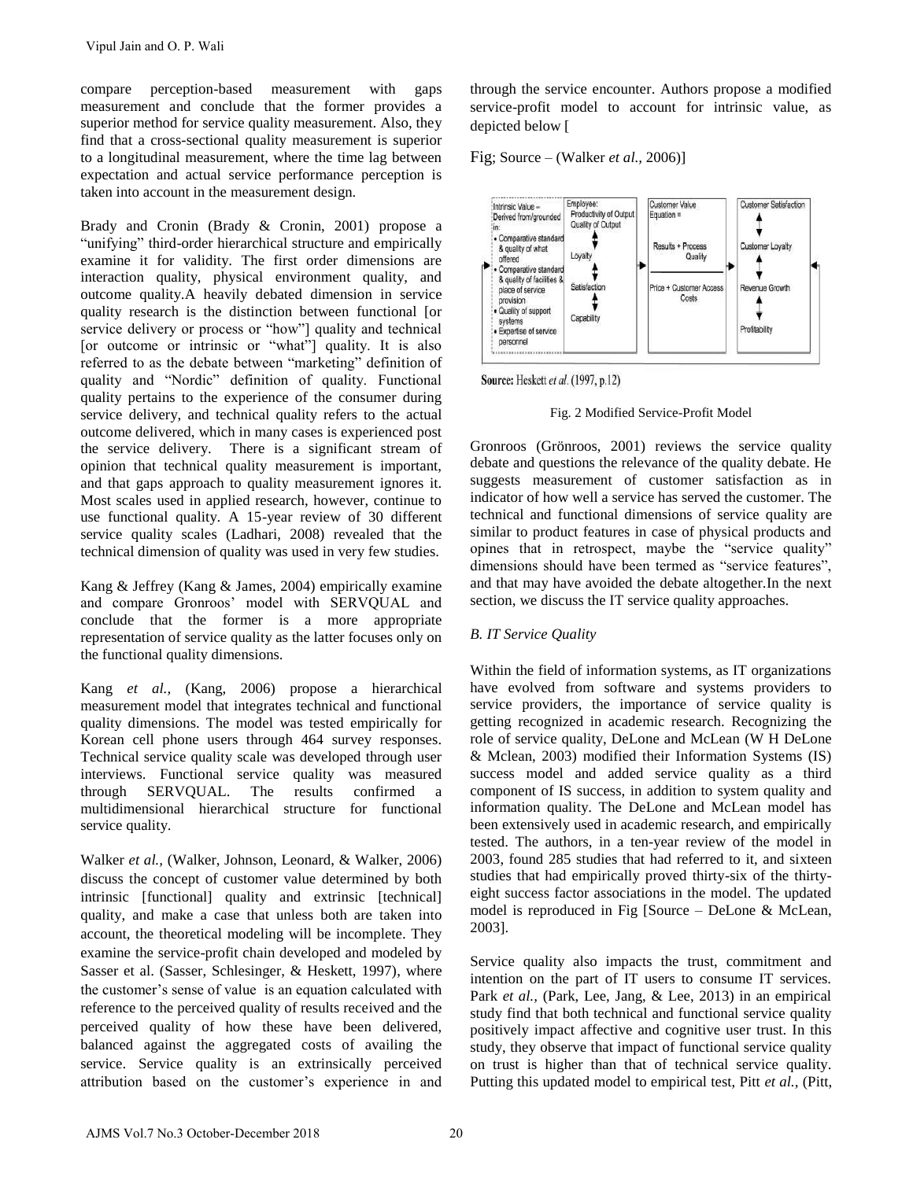compare perception-based measurement with gaps measurement and conclude that the former provides a superior method for service quality measurement. Also, they find that a cross-sectional quality measurement is superior to a longitudinal measurement, where the time lag between expectation and actual service performance perception is taken into account in the measurement design.

Brady and Cronin (Brady & Cronin, 2001) propose a "unifying" third-order hierarchical structure and empirically examine it for validity. The first order dimensions are interaction quality, physical environment quality, and outcome quality.A heavily debated dimension in service quality research is the distinction between functional [or service delivery or process or "how"] quality and technical [or outcome or intrinsic or "what"] quality. It is also referred to as the debate between "marketing" definition of quality and "Nordic" definition of quality. Functional quality pertains to the experience of the consumer during service delivery, and technical quality refers to the actual outcome delivered, which in many cases is experienced post the service delivery. There is a significant stream of opinion that technical quality measurement is important, and that gaps approach to quality measurement ignores it. Most scales used in applied research, however, continue to use functional quality. A 15-year review of 30 different service quality scales (Ladhari, 2008) revealed that the technical dimension of quality was used in very few studies.

Kang & Jeffrey (Kang & James, 2004) empirically examine and compare Gronroos' model with SERVQUAL and conclude that the former is a more appropriate representation of service quality as the latter focuses only on the functional quality dimensions.

Kang *et al.,* (Kang, 2006) propose a hierarchical measurement model that integrates technical and functional quality dimensions. The model was tested empirically for Korean cell phone users through 464 survey responses. Technical service quality scale was developed through user interviews. Functional service quality was measured through SERVQUAL. The results confirmed a multidimensional hierarchical structure for functional service quality.

Walker *et al.,* (Walker, Johnson, Leonard, & Walker, 2006) discuss the concept of customer value determined by both intrinsic [functional] quality and extrinsic [technical] quality, and make a case that unless both are taken into account, the theoretical modeling will be incomplete. They examine the service-profit chain developed and modeled by Sasser et al. (Sasser, Schlesinger, & Heskett, 1997), where the customer's sense of value is an equation calculated with reference to the perceived quality of results received and the perceived quality of how these have been delivered, balanced against the aggregated costs of availing the service. Service quality is an extrinsically perceived attribution based on the customer's experience in and through the service encounter. Authors propose a modified service-profit model to account for intrinsic value, as depicted below [

Fig; Source – (Walker *et al.,* 2006)]

| Intrinsic Value = Derived from/grounded in: • Comparative standard & quality of what offered • Comparative standard & quality of facilities & place of service provision • Quality of support systems • Expertise of service personnel | Employee: Productivity of Output Quality of Output ↕ Loyalty ↕ Satisfaction ↕ Capability | Customer Value Equation = Results + Process Quality / Price + Customer Access Costs | Customer Satisfaction ↕ Customer Loyalty ↕ Revenue Growth ↕ Profitability |
|---|---|---|---|

**Source:** Heskett *et al.* (1997, p.12)

Fig. 2 Modified Service-Profit Model

Gronroos (Grönroos, 2001) reviews the service quality debate and questions the relevance of the quality debate. He suggests measurement of customer satisfaction as in indicator of how well a service has served the customer. The technical and functional dimensions of service quality are similar to product features in case of physical products and opines that in retrospect, maybe the "service quality" dimensions should have been termed as "service features", and that may have avoided the debate altogether.In the next section, we discuss the IT service quality approaches.

### *B. IT Service Quality*

Within the field of information systems, as IT organizations have evolved from software and systems providers to service providers, the importance of service quality is getting recognized in academic research. Recognizing the role of service quality, DeLone and McLean (W H DeLone & Mclean, 2003) modified their Information Systems (IS) success model and added service quality as a third component of IS success, in addition to system quality and information quality. The DeLone and McLean model has been extensively used in academic research, and empirically tested. The authors, in a ten-year review of the model in 2003, found 285 studies that had referred to it, and sixteen studies that had empirically proved thirty-six of the thirty-eight success factor associations in the model. The updated model is reproduced in Fig [Source – DeLone & McLean, 2003].

Service quality also impacts the trust, commitment and intention on the part of IT users to consume IT services. Park *et al.,* (Park, Lee, Jang, & Lee, 2013) in an empirical study find that both technical and functional service quality positively impact affective and cognitive user trust. In this study, they observe that impact of functional service quality on trust is higher than that of technical service quality. Putting this updated model to empirical test, Pitt *et al.,* (Pitt,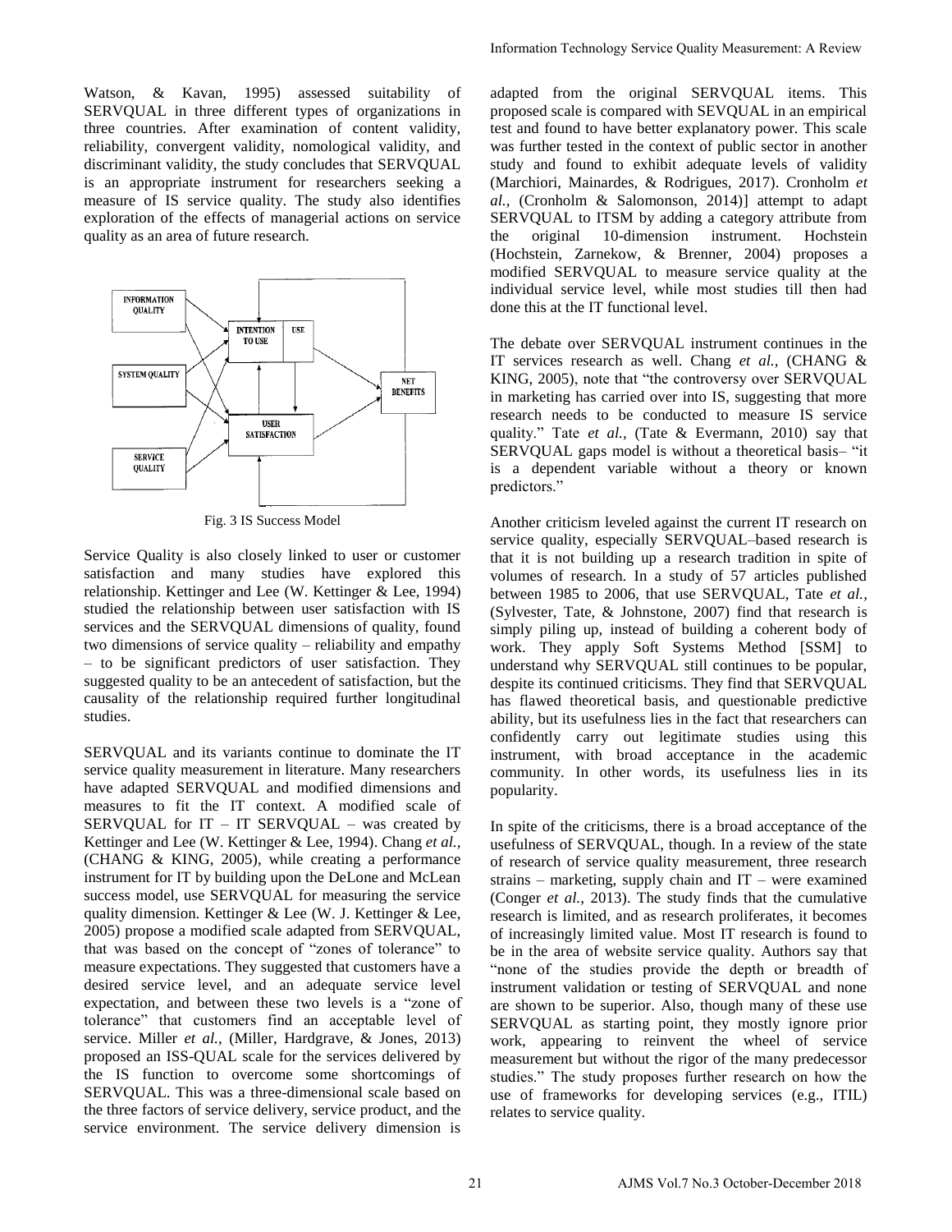Watson, & Kavan, 1995) assessed suitability of SERVQUAL in three different types of organizations in three countries. After examination of content validity, reliability, convergent validity, nomological validity, and discriminant validity, the study concludes that SERVQUAL is an appropriate instrument for researchers seeking a measure of IS service quality. The study also identifies exploration of the effects of managerial actions on service quality as an area of future research.

Fig. 3 IS Success Model

Service Quality is also closely linked to user or customer satisfaction and many studies have explored this relationship. Kettinger and Lee (W. Kettinger & Lee, 1994) studied the relationship between user satisfaction with IS services and the SERVQUAL dimensions of quality, found two dimensions of service quality – reliability and empathy – to be significant predictors of user satisfaction. They suggested quality to be an antecedent of satisfaction, but the causality of the relationship required further longitudinal studies.

SERVQUAL and its variants continue to dominate the IT service quality measurement in literature. Many researchers have adapted SERVQUAL and modified dimensions and measures to fit the IT context. A modified scale of SERVQUAL for IT – IT SERVQUAL – was created by Kettinger and Lee (W. Kettinger & Lee, 1994). Chang *et al.,* (CHANG & KING, 2005), while creating a performance instrument for IT by building upon the DeLone and McLean success model, use SERVQUAL for measuring the service quality dimension. Kettinger & Lee (W. J. Kettinger & Lee, 2005) propose a modified scale adapted from SERVQUAL, that was based on the concept of "zones of tolerance" to measure expectations. They suggested that customers have a desired service level, and an adequate service level expectation, and between these two levels is a "zone of tolerance" that customers find an acceptable level of service. Miller *et al.,* (Miller, Hardgrave, & Jones, 2013) proposed an ISS-QUAL scale for the services delivered by the IS function to overcome some shortcomings of SERVQUAL. This was a three-dimensional scale based on the three factors of service delivery, service product, and the service environment. The service delivery dimension is adapted from the original SERVQUAL items. This proposed scale is compared with SEVQUAL in an empirical test and found to have better explanatory power. This scale was further tested in the context of public sector in another study and found to exhibit adequate levels of validity (Marchiori, Mainardes, & Rodrigues, 2017). Cronholm *et al.,* (Cronholm & Salomonson, 2014)] attempt to adapt SERVQUAL to ITSM by adding a category attribute from the original 10-dimension instrument. Hochstein (Hochstein, Zarnekow, & Brenner, 2004) proposes a modified SERVQUAL to measure service quality at the individual service level, while most studies till then had done this at the IT functional level.

The debate over SERVQUAL instrument continues in the IT services research as well. Chang *et al.,* (CHANG & KING, 2005), note that "the controversy over SERVQUAL in marketing has carried over into IS, suggesting that more research needs to be conducted to measure IS service quality." Tate *et al.,* (Tate & Evermann, 2010) say that SERVQUAL gaps model is without a theoretical basis– "it is a dependent variable without a theory or known predictors."

Another criticism leveled against the current IT research on service quality, especially SERVQUAL–based research is that it is not building up a research tradition in spite of volumes of research. In a study of 57 articles published between 1985 to 2006, that use SERVQUAL, Tate *et al.,* (Sylvester, Tate, & Johnstone, 2007) find that research is simply piling up, instead of building a coherent body of work. They apply Soft Systems Method [SSM] to understand why SERVQUAL still continues to be popular, despite its continued criticisms. They find that SERVQUAL has flawed theoretical basis, and questionable predictive ability, but its usefulness lies in the fact that researchers can confidently carry out legitimate studies using this instrument, with broad acceptance in the academic community. In other words, its usefulness lies in its popularity.

In spite of the criticisms, there is a broad acceptance of the usefulness of SERVQUAL, though. In a review of the state of research of service quality measurement, three research strains – marketing, supply chain and IT – were examined (Conger *et al.,* 2013). The study finds that the cumulative research is limited, and as research proliferates, it becomes of increasingly limited value. Most IT research is found to be in the area of website service quality. Authors say that "none of the studies provide the depth or breadth of instrument validation or testing of SERVQUAL and none are shown to be superior. Also, though many of these use SERVQUAL as starting point, they mostly ignore prior work, appearing to reinvent the wheel of service measurement but without the rigor of the many predecessor studies." The study proposes further research on how the use of frameworks for developing services (e.g., ITIL) relates to service quality.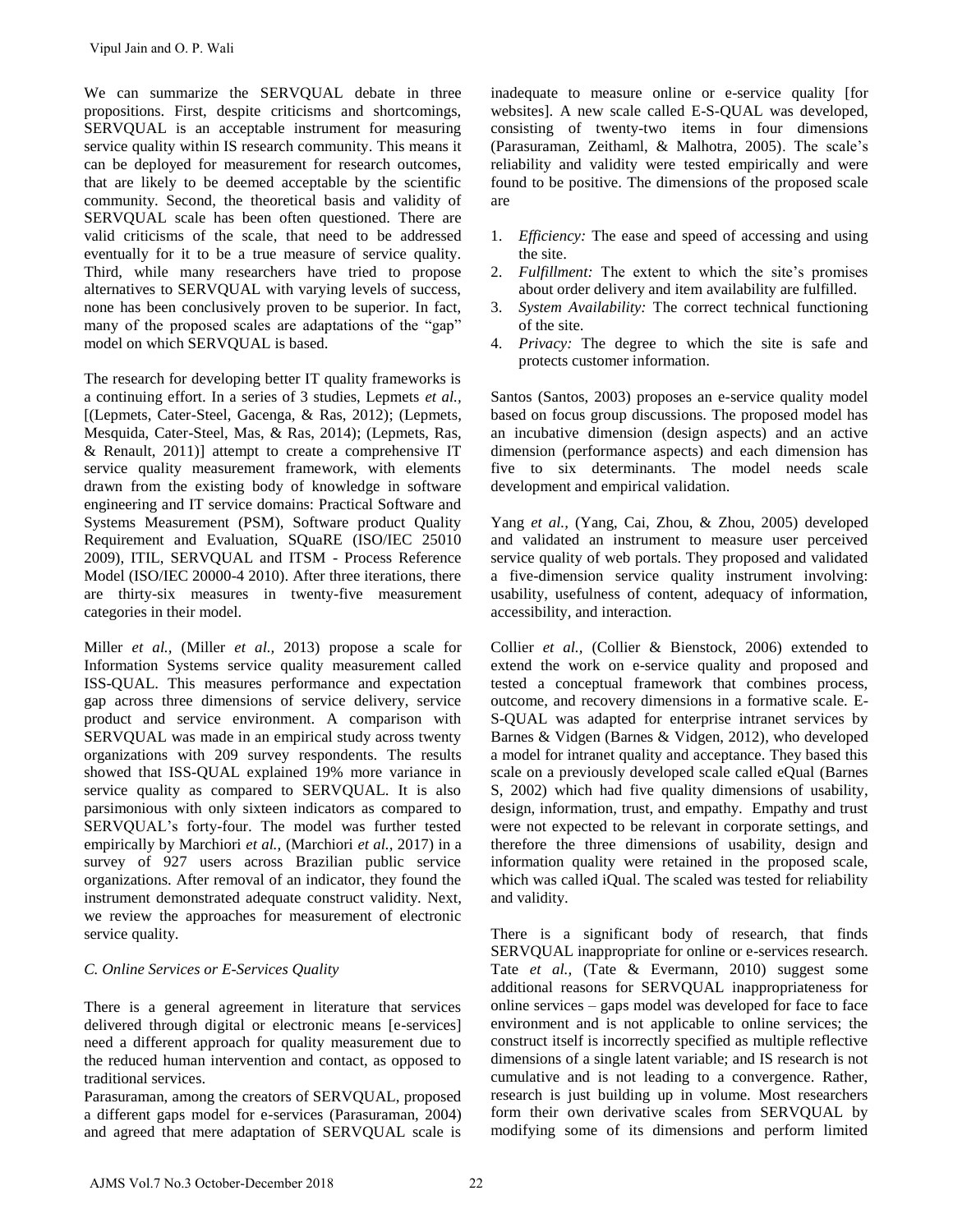We can summarize the SERVQUAL debate in three propositions. First, despite criticisms and shortcomings, SERVQUAL is an acceptable instrument for measuring service quality within IS research community. This means it can be deployed for measurement for research outcomes, that are likely to be deemed acceptable by the scientific community. Second, the theoretical basis and validity of SERVQUAL scale has been often questioned. There are valid criticisms of the scale, that need to be addressed eventually for it to be a true measure of service quality. Third, while many researchers have tried to propose alternatives to SERVQUAL with varying levels of success, none has been conclusively proven to be superior. In fact, many of the proposed scales are adaptations of the "gap" model on which SERVQUAL is based.

The research for developing better IT quality frameworks is a continuing effort. In a series of 3 studies, Lepmets *et al.,* [(Lepmets, Cater-Steel, Gacenga, & Ras, 2012); (Lepmets, Mesquida, Cater-Steel, Mas, & Ras, 2014); (Lepmets, Ras, & Renault, 2011)] attempt to create a comprehensive IT service quality measurement framework, with elements drawn from the existing body of knowledge in software engineering and IT service domains: Practical Software and Systems Measurement (PSM), Software product Quality Requirement and Evaluation, SQuaRE (ISO/IEC 25010 2009), ITIL, SERVQUAL and ITSM - Process Reference Model (ISO/IEC 20000-4 2010). After three iterations, there are thirty-six measures in twenty-five measurement categories in their model.

Miller *et al.,* (Miller *et al.,* 2013) propose a scale for Information Systems service quality measurement called ISS-QUAL. This measures performance and expectation gap across three dimensions of service delivery, service product and service environment. A comparison with SERVQUAL was made in an empirical study across twenty organizations with 209 survey respondents. The results showed that ISS-QUAL explained 19% more variance in service quality as compared to SERVQUAL. It is also parsimonious with only sixteen indicators as compared to SERVQUAL's forty-four. The model was further tested empirically by Marchiori *et al.,* (Marchiori *et al.,* 2017) in a survey of 927 users across Brazilian public service organizations. After removal of an indicator, they found the instrument demonstrated adequate construct validity. Next, we review the approaches for measurement of electronic service quality.

### *C. Online Services or E-Services Quality*

There is a general agreement in literature that services delivered through digital or electronic means [e-services] need a different approach for quality measurement due to the reduced human intervention and contact, as opposed to traditional services.

Parasuraman, among the creators of SERVQUAL, proposed a different gaps model for e-services (Parasuraman, 2004) and agreed that mere adaptation of SERVQUAL scale is inadequate to measure online or e-service quality [for websites]. A new scale called E-S-QUAL was developed, consisting of twenty-two items in four dimensions (Parasuraman, Zeithaml, & Malhotra, 2005). The scale's reliability and validity were tested empirically and were found to be positive. The dimensions of the proposed scale are

1. *Efficiency:* The ease and speed of accessing and using the site.
2. *Fulfillment:* The extent to which the site's promises about order delivery and item availability are fulfilled.
3. *System Availability:* The correct technical functioning of the site.
4. *Privacy:* The degree to which the site is safe and protects customer information.

Santos (Santos, 2003) proposes an e-service quality model based on focus group discussions. The proposed model has an incubative dimension (design aspects) and an active dimension (performance aspects) and each dimension has five to six determinants. The model needs scale development and empirical validation.

Yang *et al.,* (Yang, Cai, Zhou, & Zhou, 2005) developed and validated an instrument to measure user perceived service quality of web portals. They proposed and validated a five-dimension service quality instrument involving: usability, usefulness of content, adequacy of information, accessibility, and interaction.

Collier *et al.,* (Collier & Bienstock, 2006) extended to extend the work on e-service quality and proposed and tested a conceptual framework that combines process, outcome, and recovery dimensions in a formative scale. E-S-QUAL was adapted for enterprise intranet services by Barnes & Vidgen (Barnes & Vidgen, 2012), who developed a model for intranet quality and acceptance. They based this scale on a previously developed scale called eQual (Barnes S, 2002) which had five quality dimensions of usability, design, information, trust, and empathy. Empathy and trust were not expected to be relevant in corporate settings, and therefore the three dimensions of usability, design and information quality were retained in the proposed scale, which was called iQual. The scaled was tested for reliability and validity.

There is a significant body of research, that finds SERVQUAL inappropriate for online or e-services research. Tate *et al.,* (Tate & Evermann, 2010) suggest some additional reasons for SERVQUAL inappropriateness for online services – gaps model was developed for face to face environment and is not applicable to online services; the construct itself is incorrectly specified as multiple reflective dimensions of a single latent variable; and IS research is not cumulative and is not leading to a convergence. Rather, research is just building up in volume. Most researchers form their own derivative scales from SERVQUAL by modifying some of its dimensions and perform limited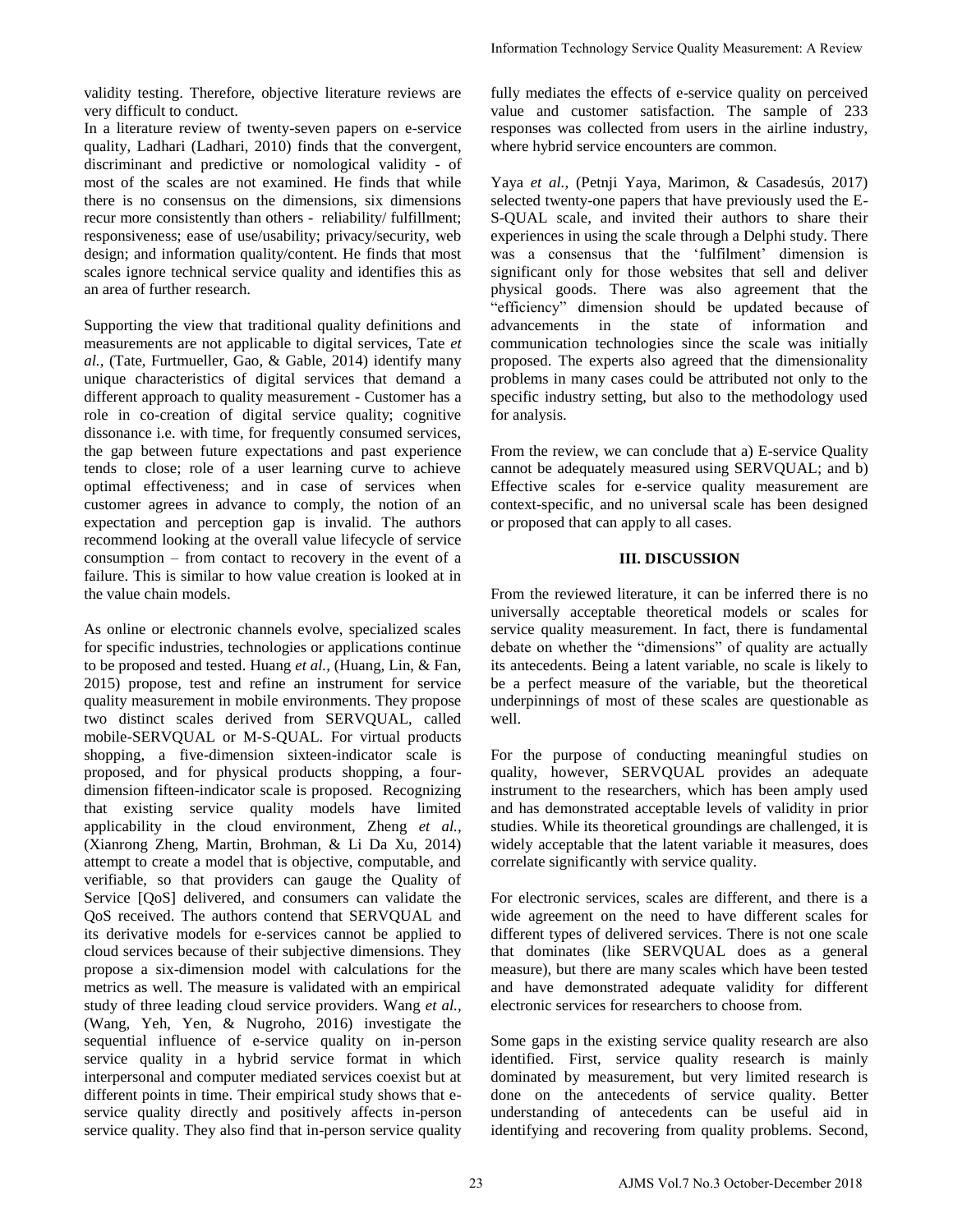validity testing. Therefore, objective literature reviews are very difficult to conduct.

In a literature review of twenty-seven papers on e-service quality, Ladhari (Ladhari, 2010) finds that the convergent, discriminant and predictive or nomological validity - of most of the scales are not examined. He finds that while there is no consensus on the dimensions, six dimensions recur more consistently than others - reliability/ fulfillment; responsiveness; ease of use/usability; privacy/security, web design; and information quality/content. He finds that most scales ignore technical service quality and identifies this as an area of further research.

Supporting the view that traditional quality definitions and measurements are not applicable to digital services, Tate *et al.,* (Tate, Furtmueller, Gao, & Gable, 2014) identify many unique characteristics of digital services that demand a different approach to quality measurement - Customer has a role in co-creation of digital service quality; cognitive dissonance i.e. with time, for frequently consumed services, the gap between future expectations and past experience tends to close; role of a user learning curve to achieve optimal effectiveness; and in case of services when customer agrees in advance to comply, the notion of an expectation and perception gap is invalid. The authors recommend looking at the overall value lifecycle of service consumption – from contact to recovery in the event of a failure. This is similar to how value creation is looked at in the value chain models.

As online or electronic channels evolve, specialized scales for specific industries, technologies or applications continue to be proposed and tested. Huang *et al.,* (Huang, Lin, & Fan, 2015) propose, test and refine an instrument for service quality measurement in mobile environments. They propose two distinct scales derived from SERVQUAL, called mobile-SERVQUAL or M-S-QUAL. For virtual products shopping, a five-dimension sixteen-indicator scale is proposed, and for physical products shopping, a four-dimension fifteen-indicator scale is proposed. Recognizing that existing service quality models have limited applicability in the cloud environment, Zheng *et al.,* (Xianrong Zheng, Martin, Brohman, & Li Da Xu, 2014) attempt to create a model that is objective, computable, and verifiable, so that providers can gauge the Quality of Service [QoS] delivered, and consumers can validate the QoS received. The authors contend that SERVQUAL and its derivative models for e-services cannot be applied to cloud services because of their subjective dimensions. They propose a six-dimension model with calculations for the metrics as well. The measure is validated with an empirical study of three leading cloud service providers. Wang *et al.,* (Wang, Yeh, Yen, & Nugroho, 2016) investigate the sequential influence of e-service quality on in-person service quality in a hybrid service format in which interpersonal and computer mediated services coexist but at different points in time. Their empirical study shows that e-service quality directly and positively affects in-person service quality. They also find that in-person service quality fully mediates the effects of e-service quality on perceived value and customer satisfaction. The sample of 233 responses was collected from users in the airline industry, where hybrid service encounters are common.

Yaya *et al.,* (Petnji Yaya, Marimon, & Casadesús, 2017) selected twenty-one papers that have previously used the E-S-QUAL scale, and invited their authors to share their experiences in using the scale through a Delphi study. There was a consensus that the 'fulfilment' dimension is significant only for those websites that sell and deliver physical goods. There was also agreement that the "efficiency" dimension should be updated because of advancements in the state of information and communication technologies since the scale was initially proposed. The experts also agreed that the dimensionality problems in many cases could be attributed not only to the specific industry setting, but also to the methodology used for analysis.

From the review, we can conclude that a) E-service Quality cannot be adequately measured using SERVQUAL; and b) Effective scales for e-service quality measurement are context-specific, and no universal scale has been designed or proposed that can apply to all cases.

## III. DISCUSSION

From the reviewed literature, it can be inferred there is no universally acceptable theoretical models or scales for service quality measurement. In fact, there is fundamental debate on whether the "dimensions" of quality are actually its antecedents. Being a latent variable, no scale is likely to be a perfect measure of the variable, but the theoretical underpinnings of most of these scales are questionable as well.

For the purpose of conducting meaningful studies on quality, however, SERVQUAL provides an adequate instrument to the researchers, which has been amply used and has demonstrated acceptable levels of validity in prior studies. While its theoretical groundings are challenged, it is widely acceptable that the latent variable it measures, does correlate significantly with service quality.

For electronic services, scales are different, and there is a wide agreement on the need to have different scales for different types of delivered services. There is not one scale that dominates (like SERVQUAL does as a general measure), but there are many scales which have been tested and have demonstrated adequate validity for different electronic services for researchers to choose from.

Some gaps in the existing service quality research are also identified. First, service quality research is mainly dominated by measurement, but very limited research is done on the antecedents of service quality. Better understanding of antecedents can be useful aid in identifying and recovering from quality problems. Second,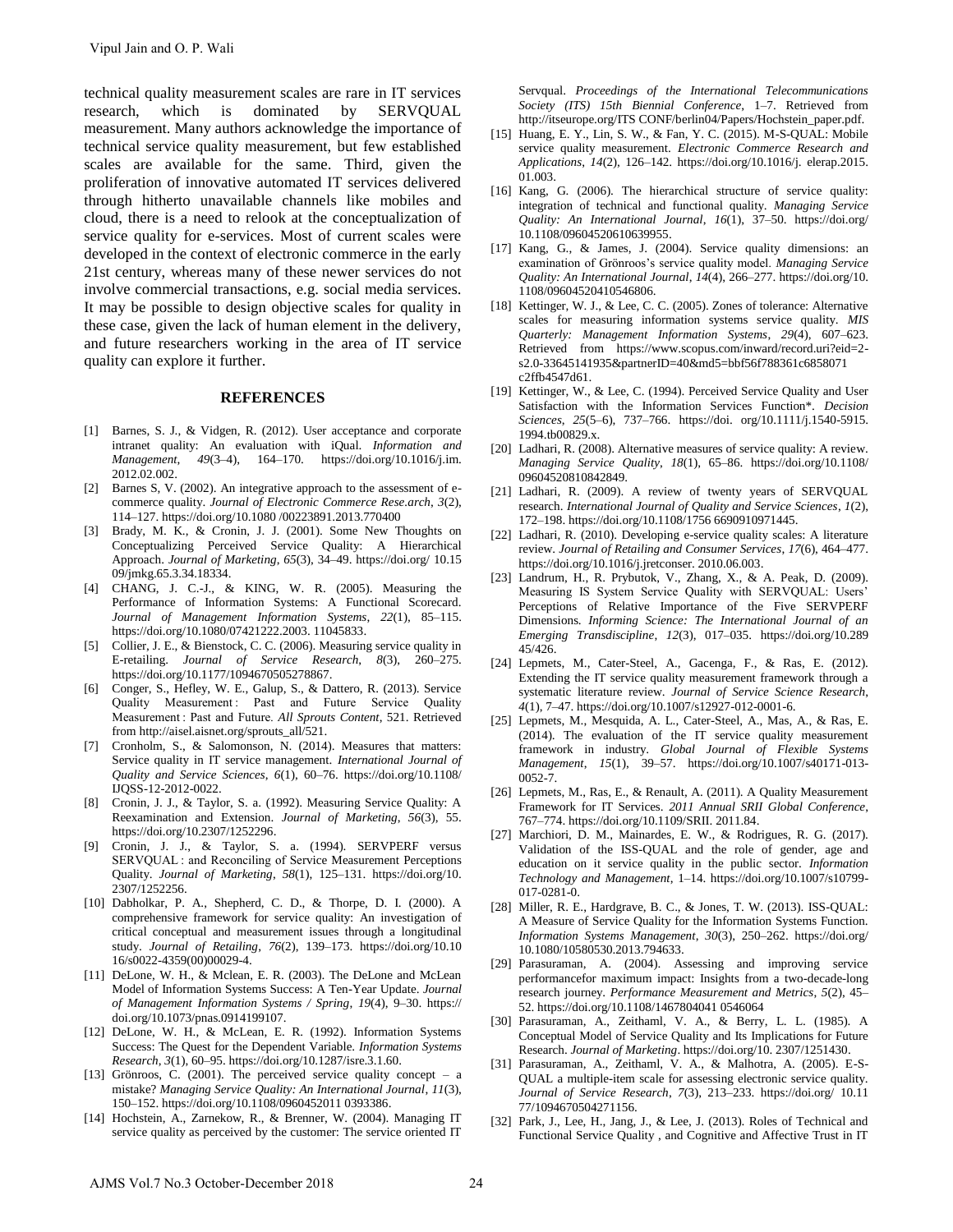technical quality measurement scales are rare in IT services research, which is dominated by SERVQUAL measurement. Many authors acknowledge the importance of technical service quality measurement, but few established scales are available for the same. Third, given the proliferation of innovative automated IT services delivered through hitherto unavailable channels like mobiles and cloud, there is a need to relook at the conceptualization of service quality for e-services. Most of current scales were developed in the context of electronic commerce in the early 21st century, whereas many of these newer services do not involve commercial transactions, e.g. social media services. It may be possible to design objective scales for quality in these case, given the lack of human element in the delivery, and future researchers working in the area of IT service quality can explore it further.

## REFERENCES

[1] Barnes, S. J., & Vidgen, R. (2012). User acceptance and corporate intranet quality: An evaluation with iQual. *Information and Management*, *49*(3–4), 164–170. https://doi.org/10.1016/j.im. 2012.02.002.

[2] Barnes S, V. (2002). An integrative approach to the assessment of e-commerce quality. *Journal of Electronic Commerce Rese.arch*, *3*(2), 114–127. https://doi.org/10.1080 /00223891.2013.770400

[3] Brady, M. K., & Cronin, J. J. (2001). Some New Thoughts on Conceptualizing Perceived Service Quality: A Hierarchical Approach. *Journal of Marketing*, *65*(3), 34–49. https://doi.org/ 10.15 09/jmkg.65.3.34.18334.

[4] CHANG, J. C.-J., & KING, W. R. (2005). Measuring the Performance of Information Systems: A Functional Scorecard. *Journal of Management Information Systems*, *22*(1), 85–115. https://doi.org/10.1080/07421222.2003. 11045833.

[5] Collier, J. E., & Bienstock, C. C. (2006). Measuring service quality in E-retailing. *Journal of Service Research*, *8*(3), 260–275. https://doi.org/10.1177/1094670505278867.

[6] Conger, S., Hefley, W. E., Galup, S., & Dattero, R. (2013). Service Quality Measurement : Past and Future Service Quality Measurement : Past and Future. *All Sprouts Content*, 521. Retrieved from http://aisel.aisnet.org/sprouts_all/521.

[7] Cronholm, S., & Salomonson, N. (2014). Measures that matters: Service quality in IT service management. *International Journal of Quality and Service Sciences*, *6*(1), 60–76. https://doi.org/10.1108/ IJQSS-12-2012-0022.

[8] Cronin, J. J., & Taylor, S. a. (1992). Measuring Service Quality: A Reexamination and Extension. *Journal of Marketing*, *56*(3), 55. https://doi.org/10.2307/1252296.

[9] Cronin, J. J., & Taylor, S. a. (1994). SERVPERF versus SERVQUAL : and Reconciling of Service Measurement Perceptions Quality. *Journal of Marketing*, *58*(1), 125–131. https://doi.org/10. 2307/1252256.

[10] Dabholkar, P. A., Shepherd, C. D., & Thorpe, D. I. (2000). A comprehensive framework for service quality: An investigation of critical conceptual and measurement issues through a longitudinal study. *Journal of Retailing*, *76*(2), 139–173. https://doi.org/10.10 16/s0022-4359(00)00029-4.

[11] DeLone, W. H., & Mclean, E. R. (2003). The DeLone and McLean Model of Information Systems Success: A Ten-Year Update. *Journal of Management Information Systems / Spring*, *19*(4), 9–30. https:// doi.org/10.1073/pnas.0914199107.

[12] DeLone, W. H., & McLean, E. R. (1992). Information Systems Success: The Quest for the Dependent Variable. *Information Systems Research*, *3*(1), 60–95. https://doi.org/10.1287/isre.3.1.60.

[13] Grönroos, C. (2001). The perceived service quality concept – a mistake? *Managing Service Quality: An International Journal*, *11*(3), 150–152. https://doi.org/10.1108/0960452011 0393386.

[14] Hochstein, A., Zarnekow, R., & Brenner, W. (2004). Managing IT service quality as perceived by the customer: The service oriented IT Servqual. *Proceedings of the International Telecommunications Society (ITS) 15th Biennial Conference*, 1–7. Retrieved from http://itseurope.org/ITS CONF/berlin04/Papers/Hochstein_paper.pdf.

[15] Huang, E. Y., Lin, S. W., & Fan, Y. C. (2015). M-S-QUAL: Mobile service quality measurement. *Electronic Commerce Research and Applications*, *14*(2), 126–142. https://doi.org/10.1016/j. elerap.2015. 01.003.

[16] Kang, G. (2006). The hierarchical structure of service quality: integration of technical and functional quality. *Managing Service Quality: An International Journal*, *16*(1), 37–50. https://doi.org/ 10.1108/09604520610639955.

[17] Kang, G., & James, J. (2004). Service quality dimensions: an examination of Grönroos's service quality model. *Managing Service Quality: An International Journal*, *14*(4), 266–277. https://doi.org/10. 1108/09604520410546806.

[18] Kettinger, W. J., & Lee, C. C. (2005). Zones of tolerance: Alternative scales for measuring information systems service quality. *MIS Quarterly: Management Information Systems*, *29*(4), 607–623. Retrieved from https://www.scopus.com/inward/record.uri?eid=2-s2.0-33645141935&partnerID=40&md5=bbf56f788361c6858071 c2ffb4547d61.

[19] Kettinger, W., & Lee, C. (1994). Perceived Service Quality and User Satisfaction with the Information Services Function*. *Decision Sciences*, *25*(5–6), 737–766. https://doi. org/10.1111/j.1540-5915. 1994.tb00829.x.

[20] Ladhari, R. (2008). Alternative measures of service quality: A review. *Managing Service Quality*, *18*(1), 65–86. https://doi.org/10.1108/ 09604520810842849.

[21] Ladhari, R. (2009). A review of twenty years of SERVQUAL research. *International Journal of Quality and Service Sciences*, *1*(2), 172–198. https://doi.org/10.1108/1756 6690910971445.

[22] Ladhari, R. (2010). Developing e-service quality scales: A literature review. *Journal of Retailing and Consumer Services*, *17*(6), 464–477. https://doi.org/10.1016/j.jretconser. 2010.06.003.

[23] Landrum, H., R. Prybutok, V., Zhang, X., & A. Peak, D. (2009). Measuring IS System Service Quality with SERVQUAL: Users' Perceptions of Relative Importance of the Five SERVPERF Dimensions. *Informing Science: The International Journal of an Emerging Transdiscipline*, *12*(3), 017–035. https://doi.org/10.289 45/426.

[24] Lepmets, M., Cater-Steel, A., Gacenga, F., & Ras, E. (2012). Extending the IT service quality measurement framework through a systematic literature review. *Journal of Service Science Research*, *4*(1), 7–47. https://doi.org/10.1007/s12927-012-0001-6.

[25] Lepmets, M., Mesquida, A. L., Cater-Steel, A., Mas, A., & Ras, E. (2014). The evaluation of the IT service quality measurement framework in industry. *Global Journal of Flexible Systems Management*, *15*(1), 39–57. https://doi.org/10.1007/s40171-013-0052-7.

[26] Lepmets, M., Ras, E., & Renault, A. (2011). A Quality Measurement Framework for IT Services. *2011 Annual SRII Global Conference*, 767–774. https://doi.org/10.1109/SRII. 2011.84.

[27] Marchiori, D. M., Mainardes, E. W., & Rodrigues, R. G. (2017). Validation of the ISS-QUAL and the role of gender, age and education on it service quality in the public sector. *Information Technology and Management*, 1–14. https://doi.org/10.1007/s10799-017-0281-0.

[28] Miller, R. E., Hardgrave, B. C., & Jones, T. W. (2013). ISS-QUAL: A Measure of Service Quality for the Information Systems Function. *Information Systems Management*, *30*(3), 250–262. https://doi.org/ 10.1080/10580530.2013.794633.

[29] Parasuraman, A. (2004). Assessing and improving service performancefor maximum impact: Insights from a two-decade-long research journey. *Performance Measurement and Metrics*, *5*(2), 45–52. https://doi.org/10.1108/1467804041 0546064

[30] Parasuraman, A., Zeithaml, V. A., & Berry, L. L. (1985). A Conceptual Model of Service Quality and Its Implications for Future Research. *Journal of Marketing*. https://doi.org/10. 2307/1251430.

[31] Parasuraman, A., Zeithaml, V. A., & Malhotra, A. (2005). E-S-QUAL a multiple-item scale for assessing electronic service quality. *Journal of Service Research*, *7*(3), 213–233. https://doi.org/ 10.11 77/1094670504271156.

[32] Park, J., Lee, H., Jang, J., & Lee, J. (2013). Roles of Technical and Functional Service Quality , and Cognitive and Affective Trust in IT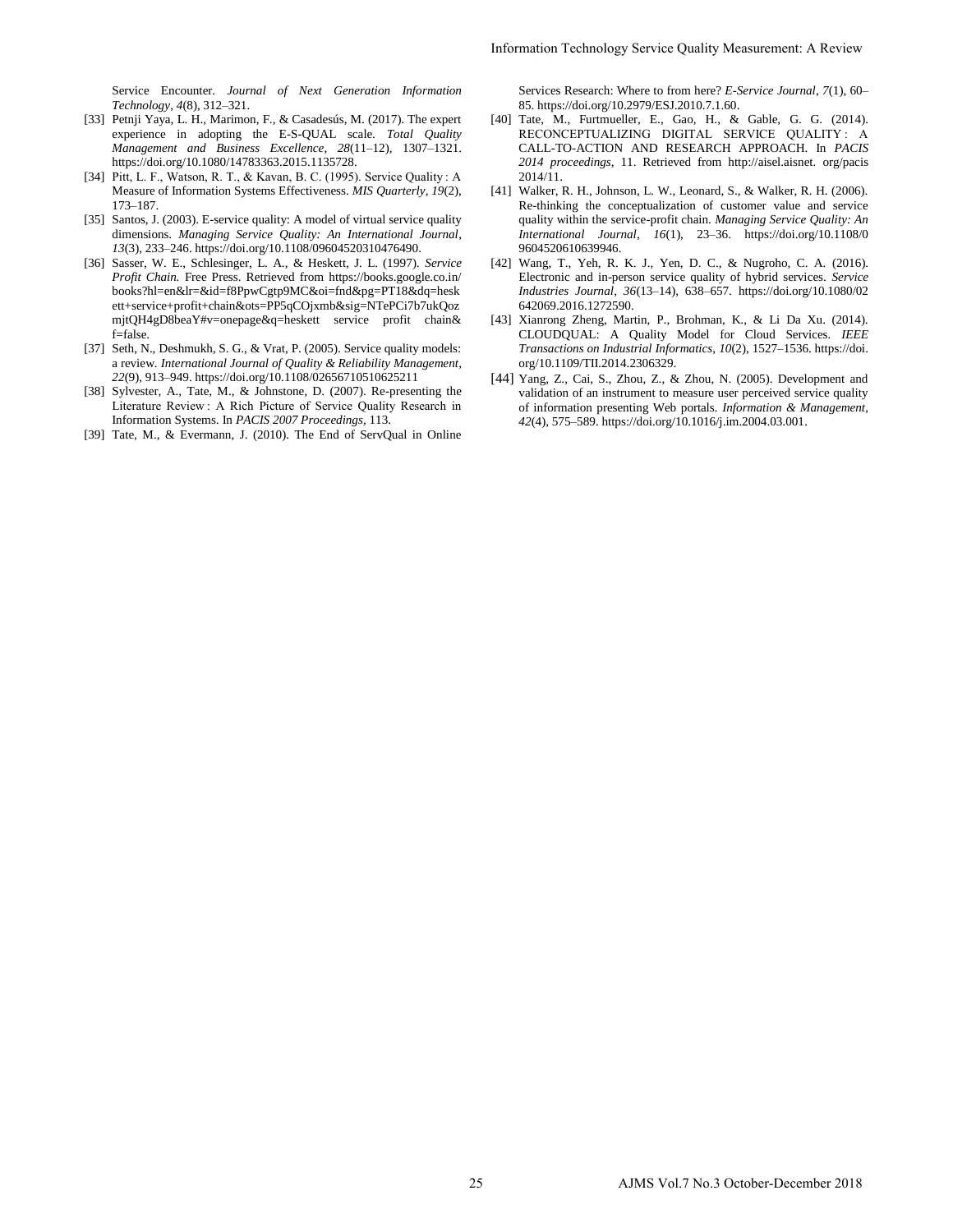Service Encounter. *Journal of Next Generation Information Technology*, *4*(8), 312–321.

[33] Petnji Yaya, L. H., Marimon, F., & Casadesús, M. (2017). The expert experience in adopting the E-S-QUAL scale. *Total Quality Management and Business Excellence*, *28*(11–12), 1307–1321. https://doi.org/10.1080/14783363.2015.1135728.

[34] Pitt, L. F., Watson, R. T., & Kavan, B. C. (1995). Service Quality : A Measure of Information Systems Effectiveness. *MIS Quarterly*, *19*(2), 173–187.

[35] Santos, J. (2003). E-service quality: A model of virtual service quality dimensions. *Managing Service Quality: An International Journal*, *13*(3), 233–246. https://doi.org/10.1108/09604520310476490.

[36] Sasser, W. E., Schlesinger, L. A., & Heskett, J. L. (1997). *Service Profit Chain.* Free Press. Retrieved from https://books.google.co.in/books?hl=en&lr=&id=f8PpwCgtp9MC&oi=fnd&pg=PT18&dq=heskett+service+profit+chain&ots=PP5qCOjxmb&sig=NTePCi7b7ukQozmjtQH4gD8beaY#v=onepage&q=heskett service profit chain&f=false.

[37] Seth, N., Deshmukh, S. G., & Vrat, P. (2005). Service quality models: a review. *International Journal of Quality & Reliability Management*, *22*(9), 913–949. https://doi.org/10.1108/02656710510625211

[38] Sylvester, A., Tate, M., & Johnstone, D. (2007). Re-presenting the Literature Review : A Rich Picture of Service Quality Research in Information Systems. In *PACIS 2007 Proceedings*, 113.

[39] Tate, M., & Evermann, J. (2010). The End of ServQual in Online Services Research: Where to from here? *E-Service Journal*, *7*(1), 60–85. https://doi.org/10.2979/ESJ.2010.7.1.60.

[40] Tate, M., Furtmueller, E., Gao, H., & Gable, G. G. (2014). RECONCEPTUALIZING DIGITAL SERVICE QUALITY : A CALL-TO-ACTION AND RESEARCH APPROACH. In *PACIS 2014 proceedings*, 11. Retrieved from http://aisel.aisnet. org/pacis2014/11.

[41] Walker, R. H., Johnson, L. W., Leonard, S., & Walker, R. H. (2006). Re-thinking the conceptualization of customer value and service quality within the service-profit chain. *Managing Service Quality: An International Journal*, *16*(1), 23–36. https://doi.org/10.1108/09604520610639946.

[42] Wang, T., Yeh, R. K. J., Yen, D. C., & Nugroho, C. A. (2016). Electronic and in-person service quality of hybrid services. *Service Industries Journal*, *36*(13–14), 638–657. https://doi.org/10.1080/02642069.2016.1272590.

[43] Xianrong Zheng, Martin, P., Brohman, K., & Li Da Xu. (2014). CLOUDQUAL: A Quality Model for Cloud Services. *IEEE Transactions on Industrial Informatics*, *10*(2), 1527–1536. https://doi.org/10.1109/TII.2014.2306329.

[44] Yang, Z., Cai, S., Zhou, Z., & Zhou, N. (2005). Development and validation of an instrument to measure user perceived service quality of information presenting Web portals. *Information & Management*, *42*(4), 575–589. https://doi.org/10.1016/j.im.2004.03.001.